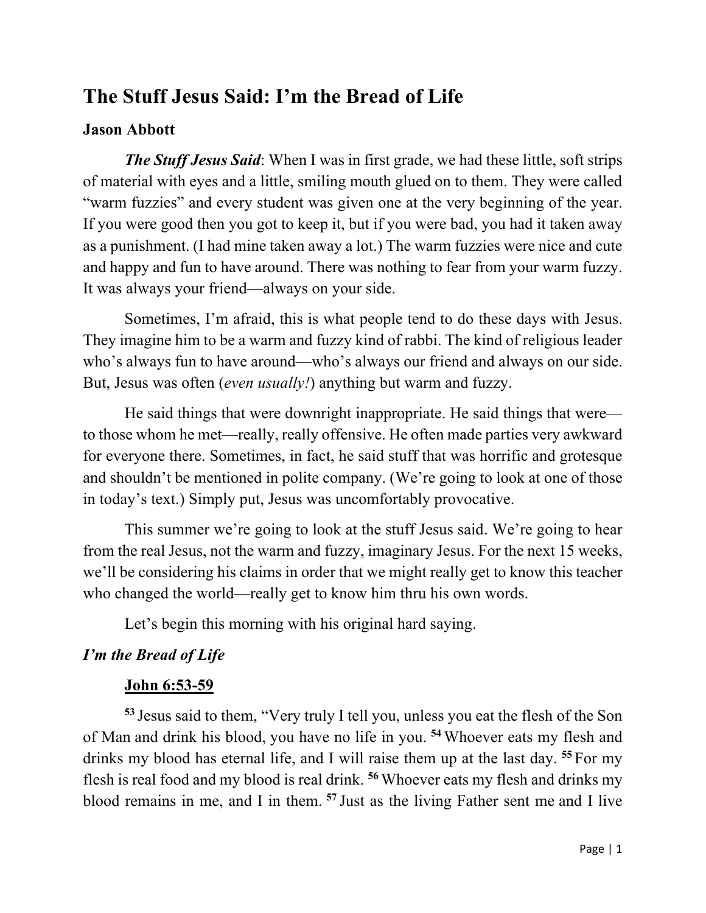# The Stuff Jesus Said: I'm the Bread of Life

**Jason Abbott**

***The Stuff Jesus Said***: When I was in first grade, we had these little, soft strips of material with eyes and a little, smiling mouth glued on to them. They were called "warm fuzzies" and every student was given one at the very beginning of the year. If you were good then you got to keep it, but if you were bad, you had it taken away as a punishment. (I had mine taken away a lot.) The warm fuzzies were nice and cute and happy and fun to have around. There was nothing to fear from your warm fuzzy. It was always your friend—always on your side.

Sometimes, I'm afraid, this is what people tend to do these days with Jesus. They imagine him to be a warm and fuzzy kind of rabbi. The kind of religious leader who's always fun to have around—who's always our friend and always on our side. But, Jesus was often (*even usually!*) anything but warm and fuzzy.

He said things that were downright inappropriate. He said things that were—to those whom he met—really, really offensive. He often made parties very awkward for everyone there. Sometimes, in fact, he said stuff that was horrific and grotesque and shouldn't be mentioned in polite company. (We're going to look at one of those in today's text.) Simply put, Jesus was uncomfortably provocative.

This summer we're going to look at the stuff Jesus said. We're going to hear from the real Jesus, not the warm and fuzzy, imaginary Jesus. For the next 15 weeks, we'll be considering his claims in order that we might really get to know this teacher who changed the world—really get to know him thru his own words.

Let's begin this morning with his original hard saying.

### *I'm the Bread of Life*

**<u>John 6:53-59</u>**

**53** Jesus said to them, "Very truly I tell you, unless you eat the flesh of the Son of Man and drink his blood, you have no life in you. **54** Whoever eats my flesh and drinks my blood has eternal life, and I will raise them up at the last day. **55** For my flesh is real food and my blood is real drink. **56** Whoever eats my flesh and drinks my blood remains in me, and I in them. **57** Just as the living Father sent me and I live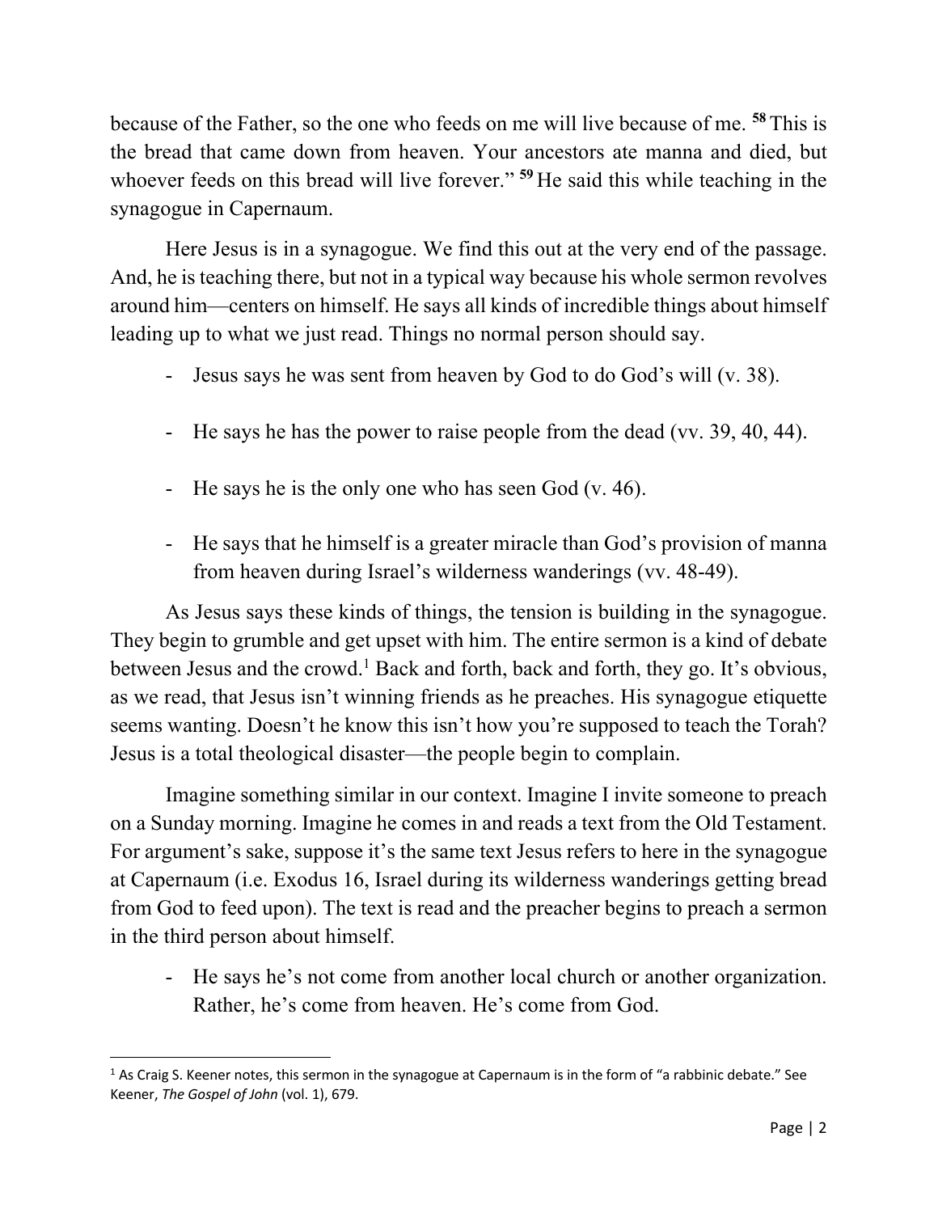because of the Father, so the one who feeds on me will live because of me. **58** This is the bread that came down from heaven. Your ancestors ate manna and died, but whoever feeds on this bread will live forever." **59** He said this while teaching in the synagogue in Capernaum.

Here Jesus is in a synagogue. We find this out at the very end of the passage. And, he is teaching there, but not in a typical way because his whole sermon revolves around him—centers on himself. He says all kinds of incredible things about himself leading up to what we just read. Things no normal person should say.

- Jesus says he was sent from heaven by God to do God's will (v. 38).
- He says he has the power to raise people from the dead (vv. 39, 40, 44).
- He says he is the only one who has seen God (v. 46).
- He says that he himself is a greater miracle than God's provision of manna from heaven during Israel's wilderness wanderings (vv. 48-49).

As Jesus says these kinds of things, the tension is building in the synagogue. They begin to grumble and get upset with him. The entire sermon is a kind of debate between Jesus and the crowd.[1] Back and forth, back and forth, they go. It's obvious, as we read, that Jesus isn't winning friends as he preaches. His synagogue etiquette seems wanting. Doesn't he know this isn't how you're supposed to teach the Torah? Jesus is a total theological disaster—the people begin to complain.

Imagine something similar in our context. Imagine I invite someone to preach on a Sunday morning. Imagine he comes in and reads a text from the Old Testament. For argument's sake, suppose it's the same text Jesus refers to here in the synagogue at Capernaum (i.e. Exodus 16, Israel during its wilderness wanderings getting bread from God to feed upon). The text is read and the preacher begins to preach a sermon in the third person about himself.

- He says he's not come from another local church or another organization. Rather, he's come from heaven. He's come from God.

---

[1] As Craig S. Keener notes, this sermon in the synagogue at Capernaum is in the form of "a rabbinic debate." See Keener, *The Gospel of John* (vol. 1), 679.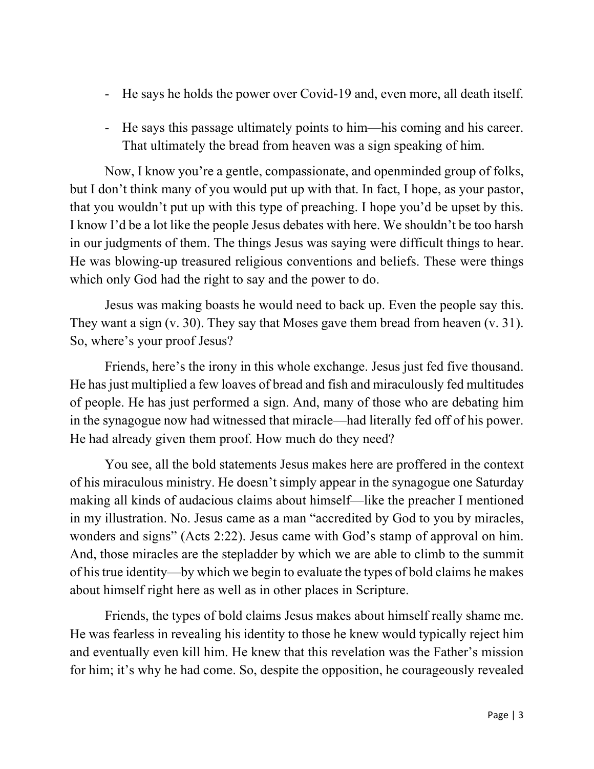- He says he holds the power over Covid-19 and, even more, all death itself.

- He says this passage ultimately points to him—his coming and his career. That ultimately the bread from heaven was a sign speaking of him.

Now, I know you're a gentle, compassionate, and openminded group of folks, but I don't think many of you would put up with that. In fact, I hope, as your pastor, that you wouldn't put up with this type of preaching. I hope you'd be upset by this. I know I'd be a lot like the people Jesus debates with here. We shouldn't be too harsh in our judgments of them. The things Jesus was saying were difficult things to hear. He was blowing-up treasured religious conventions and beliefs. These were things which only God had the right to say and the power to do.

Jesus was making boasts he would need to back up. Even the people say this. They want a sign (v. 30). They say that Moses gave them bread from heaven (v. 31). So, where's your proof Jesus?

Friends, here's the irony in this whole exchange. Jesus just fed five thousand. He has just multiplied a few loaves of bread and fish and miraculously fed multitudes of people. He has just performed a sign. And, many of those who are debating him in the synagogue now had witnessed that miracle—had literally fed off of his power. He had already given them proof. How much do they need?

You see, all the bold statements Jesus makes here are proffered in the context of his miraculous ministry. He doesn't simply appear in the synagogue one Saturday making all kinds of audacious claims about himself—like the preacher I mentioned in my illustration. No. Jesus came as a man "accredited by God to you by miracles, wonders and signs" (Acts 2:22). Jesus came with God's stamp of approval on him. And, those miracles are the stepladder by which we are able to climb to the summit of his true identity—by which we begin to evaluate the types of bold claims he makes about himself right here as well as in other places in Scripture.

Friends, the types of bold claims Jesus makes about himself really shame me. He was fearless in revealing his identity to those he knew would typically reject him and eventually even kill him. He knew that this revelation was the Father's mission for him; it's why he had come. So, despite the opposition, he courageously revealed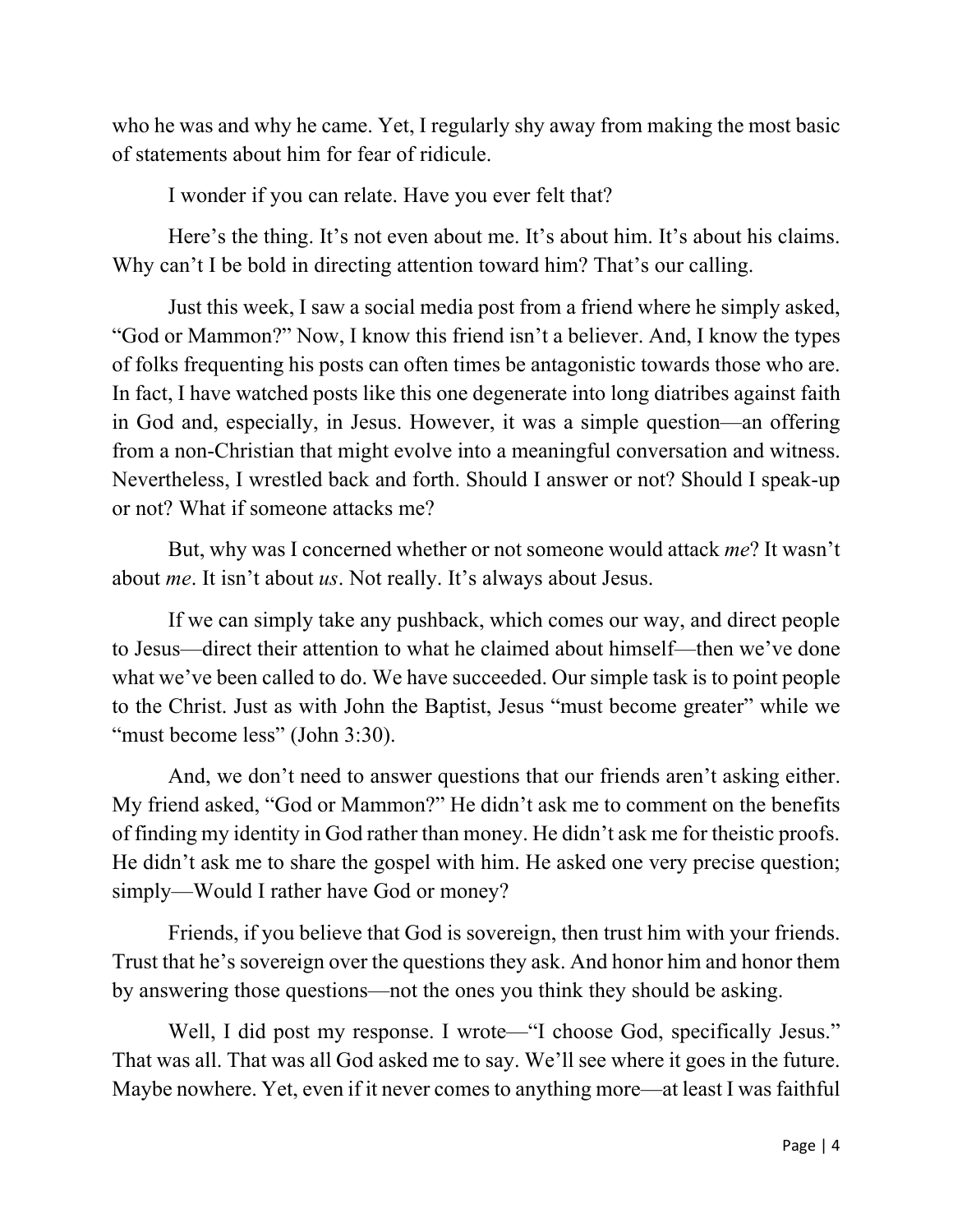who he was and why he came. Yet, I regularly shy away from making the most basic of statements about him for fear of ridicule.

I wonder if you can relate. Have you ever felt that?

Here's the thing. It's not even about me. It's about him. It's about his claims. Why can't I be bold in directing attention toward him? That's our calling.

Just this week, I saw a social media post from a friend where he simply asked, "God or Mammon?" Now, I know this friend isn't a believer. And, I know the types of folks frequenting his posts can often times be antagonistic towards those who are. In fact, I have watched posts like this one degenerate into long diatribes against faith in God and, especially, in Jesus. However, it was a simple question—an offering from a non-Christian that might evolve into a meaningful conversation and witness. Nevertheless, I wrestled back and forth. Should I answer or not? Should I speak-up or not? What if someone attacks me?

But, why was I concerned whether or not someone would attack *me*? It wasn't about *me*. It isn't about *us*. Not really. It's always about Jesus.

If we can simply take any pushback, which comes our way, and direct people to Jesus—direct their attention to what he claimed about himself—then we've done what we've been called to do. We have succeeded. Our simple task is to point people to the Christ. Just as with John the Baptist, Jesus "must become greater" while we "must become less" (John 3:30).

And, we don't need to answer questions that our friends aren't asking either. My friend asked, "God or Mammon?" He didn't ask me to comment on the benefits of finding my identity in God rather than money. He didn't ask me for theistic proofs. He didn't ask me to share the gospel with him. He asked one very precise question; simply—Would I rather have God or money?

Friends, if you believe that God is sovereign, then trust him with your friends. Trust that he's sovereign over the questions they ask. And honor him and honor them by answering those questions—not the ones you think they should be asking.

Well, I did post my response. I wrote—"I choose God, specifically Jesus." That was all. That was all God asked me to say. We'll see where it goes in the future. Maybe nowhere. Yet, even if it never comes to anything more—at least I was faithful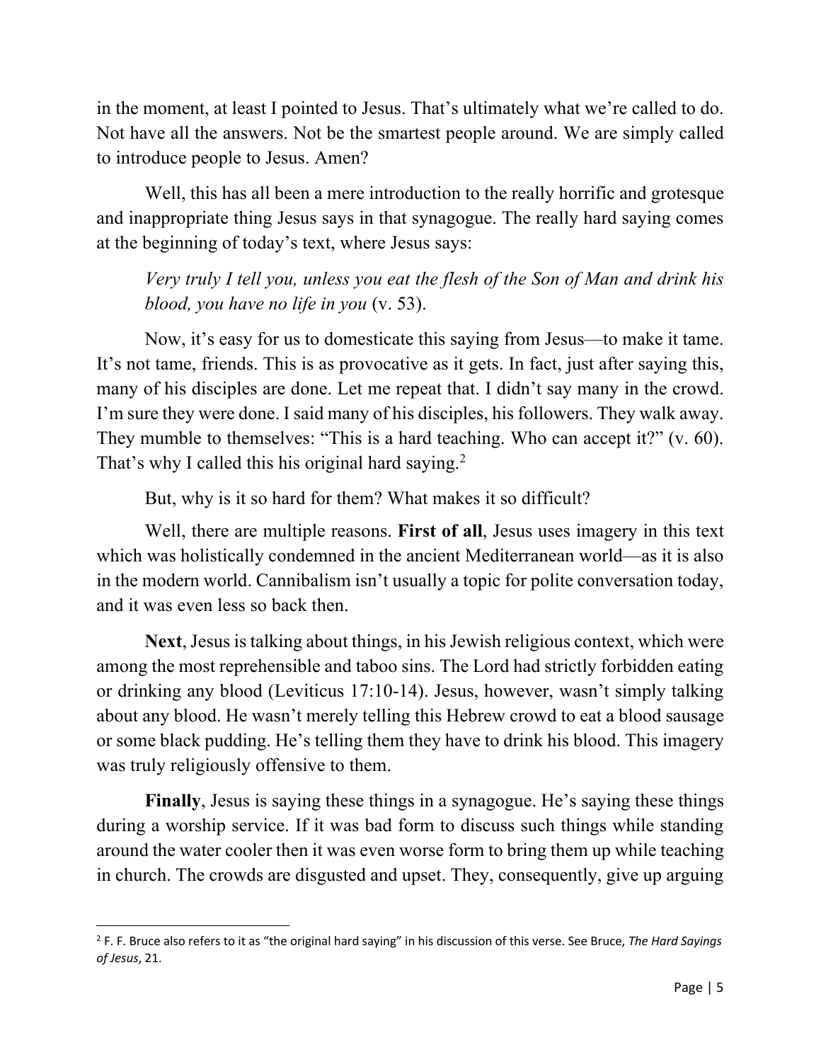in the moment, at least I pointed to Jesus. That's ultimately what we're called to do. Not have all the answers. Not be the smartest people around. We are simply called to introduce people to Jesus. Amen?

Well, this has all been a mere introduction to the really horrific and grotesque and inappropriate thing Jesus says in that synagogue. The really hard saying comes at the beginning of today's text, where Jesus says:

> *Very truly I tell you, unless you eat the flesh of the Son of Man and drink his blood, you have no life in you* (v. 53).

Now, it's easy for us to domesticate this saying from Jesus—to make it tame. It's not tame, friends. This is as provocative as it gets. In fact, just after saying this, many of his disciples are done. Let me repeat that. I didn't say many in the crowd. I'm sure they were done. I said many of his disciples, his followers. They walk away. They mumble to themselves: "This is a hard teaching. Who can accept it?" (v. 60). That's why I called this his original hard saying.[2]

But, why is it so hard for them? What makes it so difficult?

Well, there are multiple reasons. **First of all**, Jesus uses imagery in this text which was holistically condemned in the ancient Mediterranean world—as it is also in the modern world. Cannibalism isn't usually a topic for polite conversation today, and it was even less so back then.

**Next**, Jesus is talking about things, in his Jewish religious context, which were among the most reprehensible and taboo sins. The Lord had strictly forbidden eating or drinking any blood (Leviticus 17:10-14). Jesus, however, wasn't simply talking about any blood. He wasn't merely telling this Hebrew crowd to eat a blood sausage or some black pudding. He's telling them they have to drink his blood. This imagery was truly religiously offensive to them.

**Finally**, Jesus is saying these things in a synagogue. He's saying these things during a worship service. If it was bad form to discuss such things while standing around the water cooler then it was even worse form to bring them up while teaching in church. The crowds are disgusted and upset. They, consequently, give up arguing

---

[2] F. F. Bruce also refers to it as "the original hard saying" in his discussion of this verse. See Bruce, *The Hard Sayings of Jesus*, 21.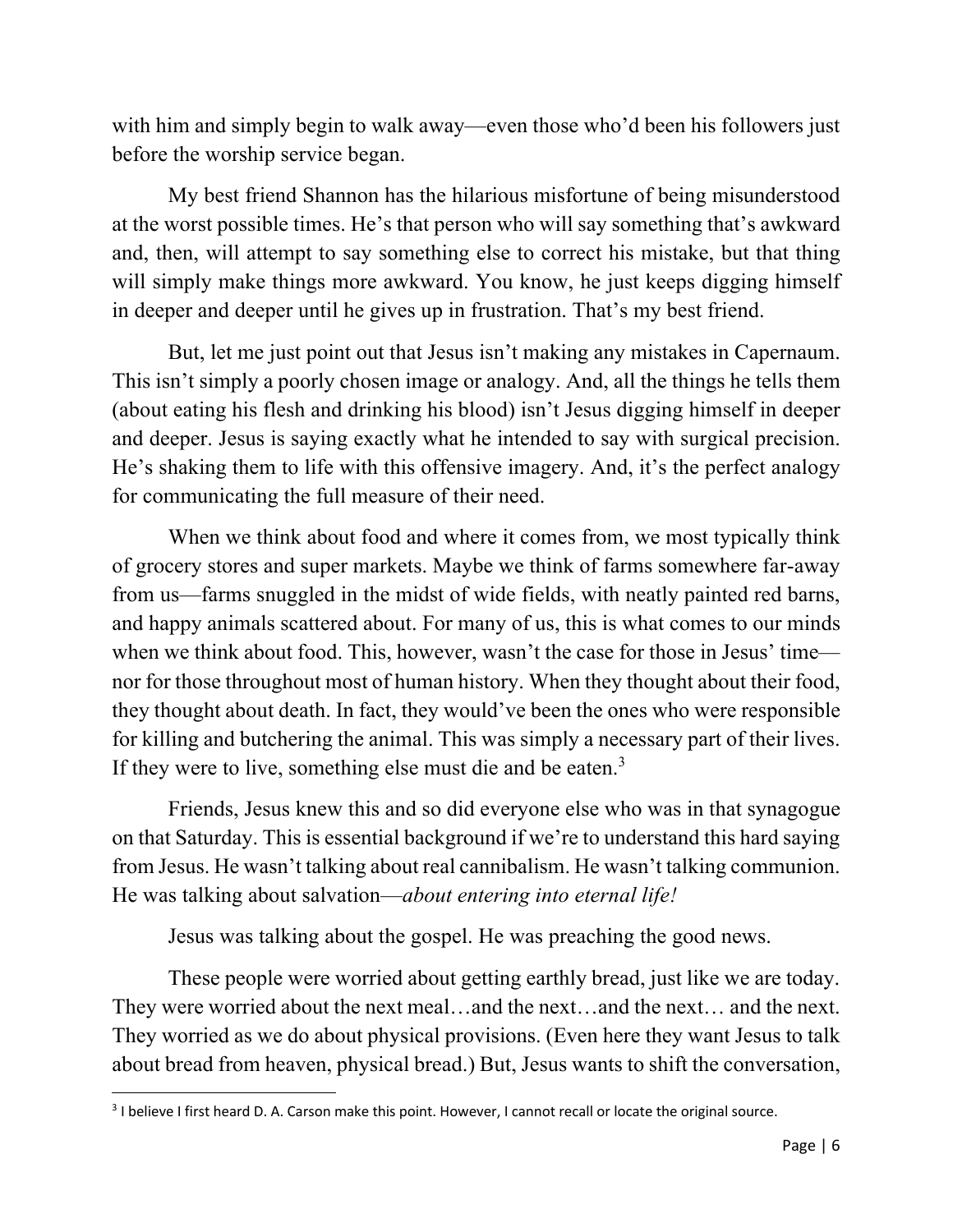with him and simply begin to walk away—even those who'd been his followers just before the worship service began.

My best friend Shannon has the hilarious misfortune of being misunderstood at the worst possible times. He's that person who will say something that's awkward and, then, will attempt to say something else to correct his mistake, but that thing will simply make things more awkward. You know, he just keeps digging himself in deeper and deeper until he gives up in frustration. That's my best friend.

But, let me just point out that Jesus isn't making any mistakes in Capernaum. This isn't simply a poorly chosen image or analogy. And, all the things he tells them (about eating his flesh and drinking his blood) isn't Jesus digging himself in deeper and deeper. Jesus is saying exactly what he intended to say with surgical precision. He's shaking them to life with this offensive imagery. And, it's the perfect analogy for communicating the full measure of their need.

When we think about food and where it comes from, we most typically think of grocery stores and super markets. Maybe we think of farms somewhere far-away from us—farms snuggled in the midst of wide fields, with neatly painted red barns, and happy animals scattered about. For many of us, this is what comes to our minds when we think about food. This, however, wasn't the case for those in Jesus' time—nor for those throughout most of human history. When they thought about their food, they thought about death. In fact, they would've been the ones who were responsible for killing and butchering the animal. This was simply a necessary part of their lives. If they were to live, something else must die and be eaten.[3]

Friends, Jesus knew this and so did everyone else who was in that synagogue on that Saturday. This is essential background if we're to understand this hard saying from Jesus. He wasn't talking about real cannibalism. He wasn't talking communion. He was talking about salvation—*about entering into eternal life!*

Jesus was talking about the gospel. He was preaching the good news.

These people were worried about getting earthly bread, just like we are today. They were worried about the next meal…and the next…and the next… and the next. They worried as we do about physical provisions. (Even here they want Jesus to talk about bread from heaven, physical bread.) But, Jesus wants to shift the conversation,

---

[3] I believe I first heard D. A. Carson make this point. However, I cannot recall or locate the original source.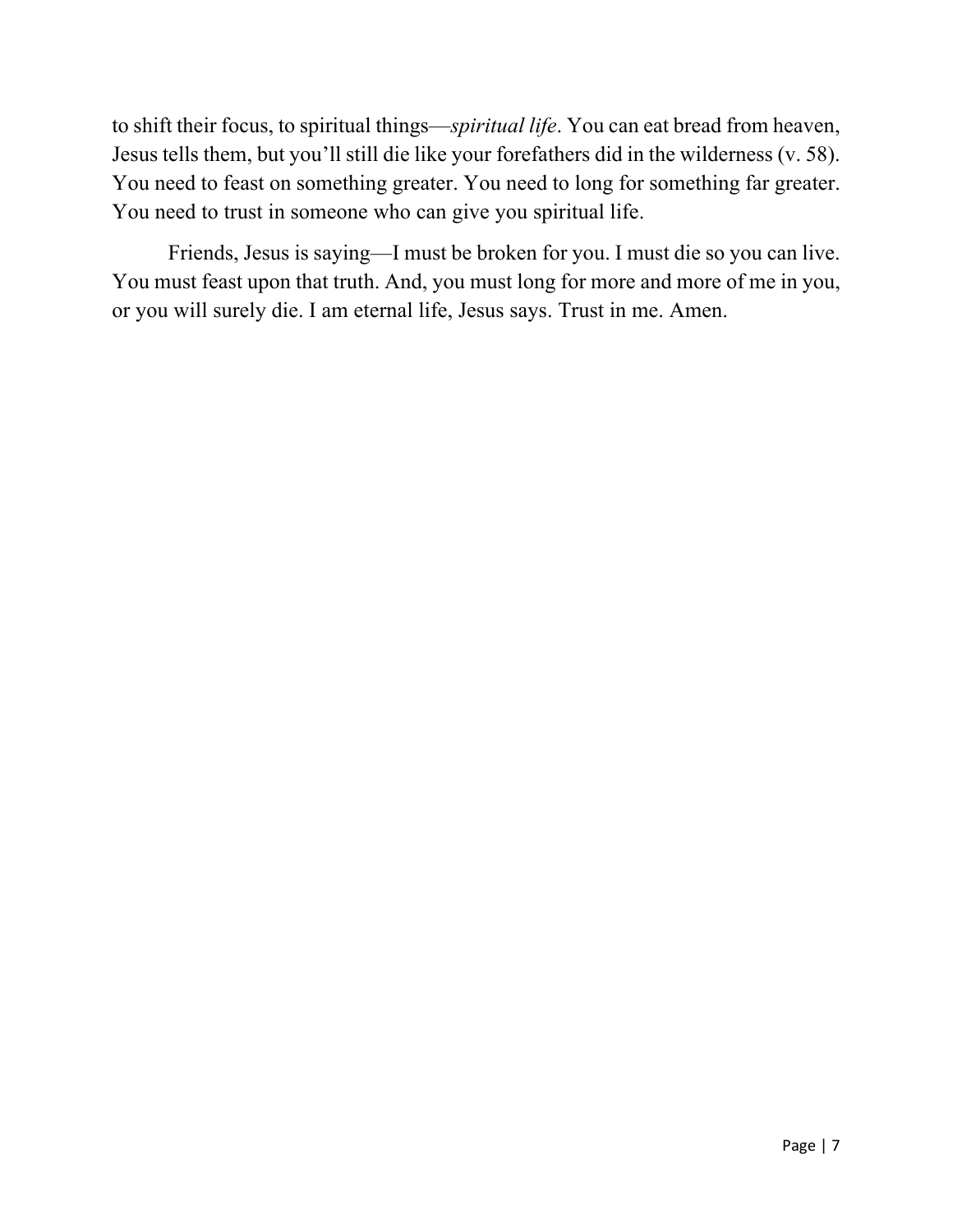to shift their focus, to spiritual things—*spiritual life*. You can eat bread from heaven, Jesus tells them, but you'll still die like your forefathers did in the wilderness (v. 58). You need to feast on something greater. You need to long for something far greater. You need to trust in someone who can give you spiritual life.

Friends, Jesus is saying—I must be broken for you. I must die so you can live. You must feast upon that truth. And, you must long for more and more of me in you, or you will surely die. I am eternal life, Jesus says. Trust in me. Amen.